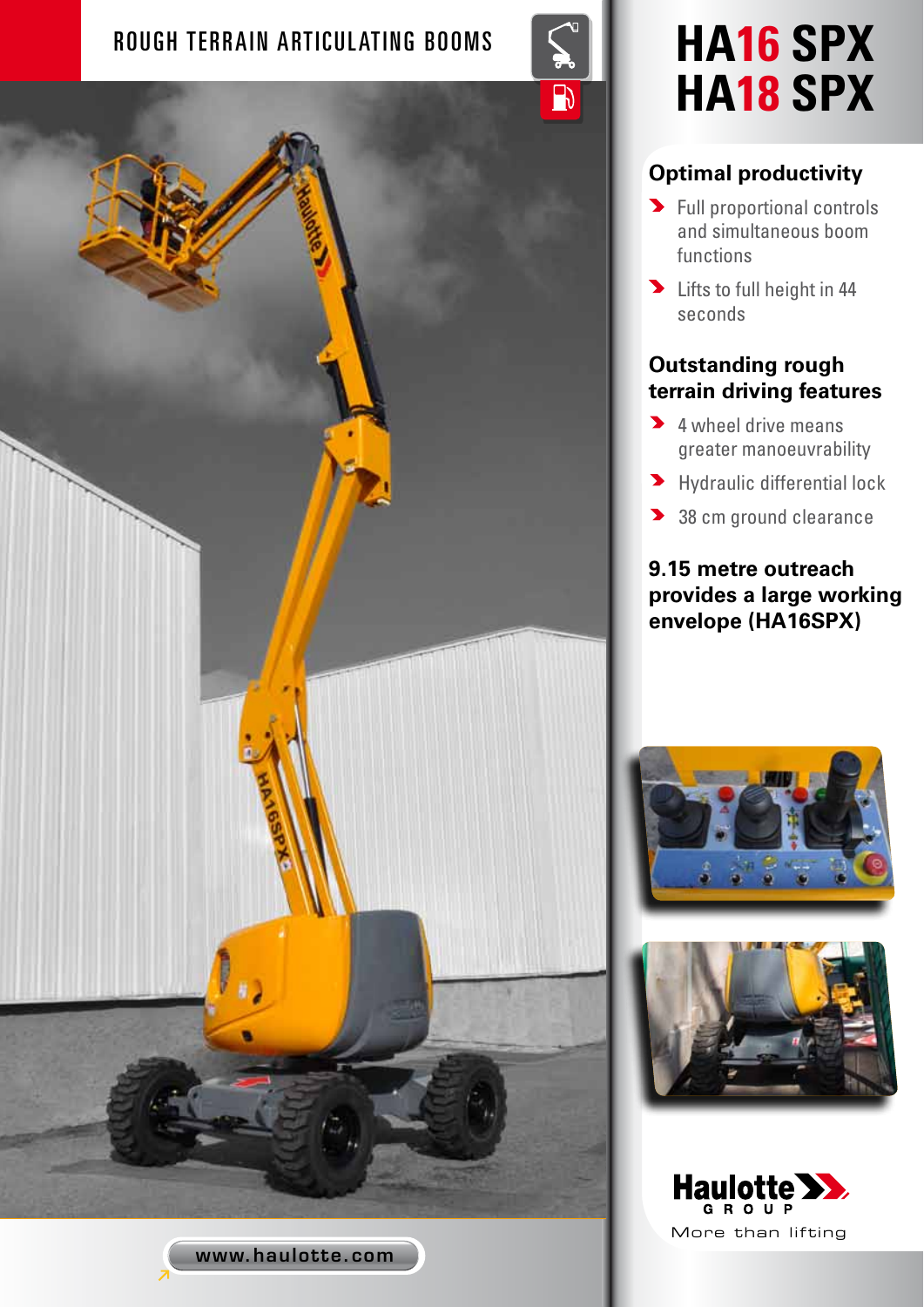ROUGH TERRAIN ARTICULATING BOOMS

# HA16 SPX
# HA18 SPX

## Optimal productivity

- Full proportional controls and simultaneous boom functions
- Lifts to full height in 44 seconds

## Outstanding rough terrain driving features

- 4 wheel drive means greater manoeuvrability
- Hydraulic differential lock
- 38 cm ground clearance

## 9.15 metre outreach provides a large working envelope (HA16SPX)

Haulotte GROUP

More than lifting

www.haulotte.com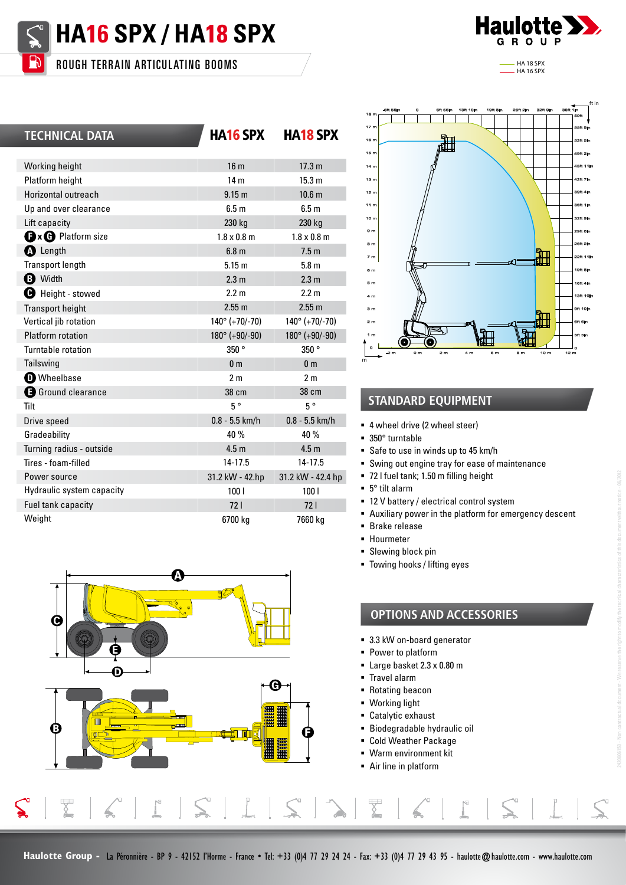# HA16 SPX / HA18 SPX

ROUGH TERRAIN ARTICULATING BOOMS

HA 18 SPX
HA 16 SPX

| TECHNICAL DATA | HA16 SPX | HA18 SPX |
|---|---|---|
| Working height | 16 m | 17.3 m |
| Platform height | 14 m | 15.3 m |
| Horizontal outreach | 9.15 m | 10.6 m |
| Up and over clearance | 6.5 m | 6.5 m |
| Lift capacity | 230 kg | 230 kg |
| F x G Platform size | 1.8 x 0.8 m | 1.8 x 0.8 m |
| A Length | 6.8 m | 7.5 m |
| Transport length | 5.15 m | 5.8 m |
| B Width | 2.3 m | 2.3 m |
| C Height - stowed | 2.2 m | 2.2 m |
| Transport height | 2.55 m | 2.55 m |
| Vertical jib rotation | 140° (+70/-70) | 140° (+70/-70) |
| Platform rotation | 180° (+90/-90) | 180° (+90/-90) |
| Turntable rotation | 350 ° | 350 ° |
| Tailswing | 0 m | 0 m |
| D Wheelbase | 2 m | 2 m |
| E Ground clearance | 38 cm | 38 cm |
| Tilt | 5 ° | 5 ° |
| Drive speed | 0.8 - 5.5 km/h | 0.8 - 5.5 km/h |
| Gradeability | 40 % | 40 % |
| Turning radius - outside | 4.5 m | 4.5 m |
| Tires - foam-filled | 14-17.5 | 14-17.5 |
| Power source | 31.2 kW - 42.hp | 31.2 kW - 42.4 hp |
| Hydraulic system capacity | 100 l | 100 l |
| Fuel tank capacity | 72 l | 72 l |
| Weight | 6700 kg | 7660 kg |

## STANDARD EQUIPMENT

- 4 wheel drive (2 wheel steer)
- 350° turntable
- Safe to use in winds up to 45 km/h
- Swing out engine tray for ease of maintenance
- 72 l fuel tank; 1.50 m filling height
- 5° tilt alarm
- 12 V battery / electrical control system
- Auxiliary power in the platform for emergency descent
- Brake release
- Hourmeter
- Slewing block pin
- Towing hooks / lifting eyes

## OPTIONS AND ACCESSORIES

- 3.3 kW on-board generator
- Power to platform
- Large basket 2.3 x 0.80 m
- Travel alarm
- Rotating beacon
- Working light
- Catalytic exhaust
- Biodegradable hydraulic oil
- Cold Weather Package
- Warm environment kit
- Air line in platform

**Haulotte Group** - La Péronnière - BP 9 - 42152 l'Horme - France • Tel: +33 (0)4 77 29 24 24 - Fax: +33 (0)4 77 29 43 95 - haulotte@haulotte.com - www.haulotte.com